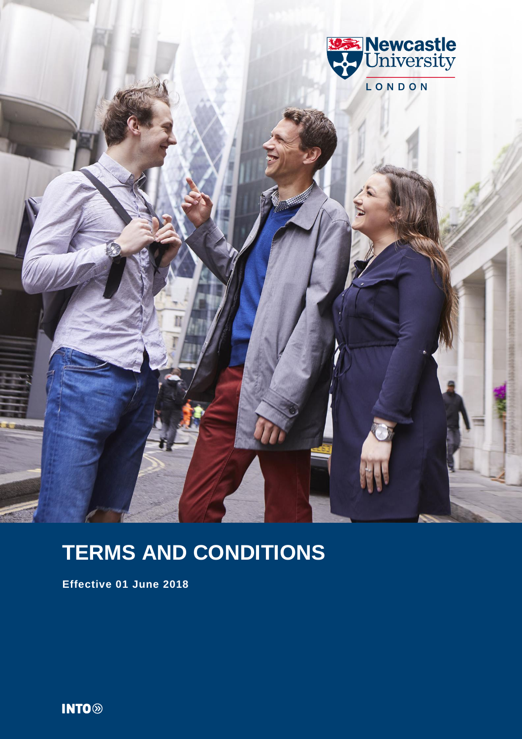Newcastle University

LONDON

# TERMS AND CONDITIONS

**Effective 01 June 2018**

INTO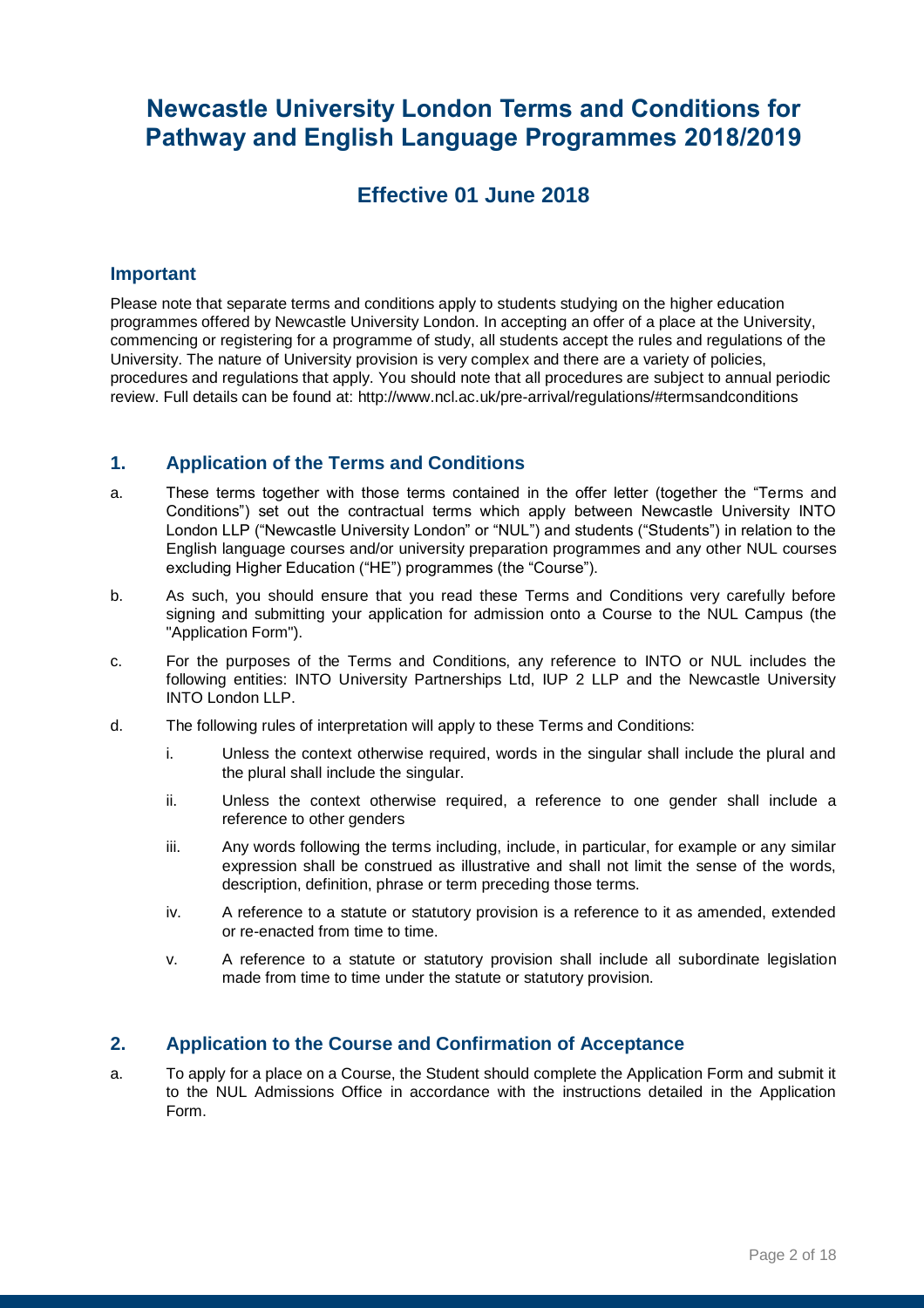# Newcastle University London Terms and Conditions for Pathway and English Language Programmes 2018/2019

## Effective 01 June 2018

### Important

Please note that separate terms and conditions apply to students studying on the higher education programmes offered by Newcastle University London. In accepting an offer of a place at the University, commencing or registering for a programme of study, all students accept the rules and regulations of the University. The nature of University provision is very complex and there are a variety of policies, procedures and regulations that apply. You should note that all procedures are subject to annual periodic review. Full details can be found at: http://www.ncl.ac.uk/pre-arrival/regulations/#termsandconditions

### 1. Application of the Terms and Conditions

a. These terms together with those terms contained in the offer letter (together the "Terms and Conditions") set out the contractual terms which apply between Newcastle University INTO London LLP ("Newcastle University London" or "NUL") and students ("Students") in relation to the English language courses and/or university preparation programmes and any other NUL courses excluding Higher Education ("HE") programmes (the "Course").

b. As such, you should ensure that you read these Terms and Conditions very carefully before signing and submitting your application for admission onto a Course to the NUL Campus (the "Application Form").

c. For the purposes of the Terms and Conditions, any reference to INTO or NUL includes the following entities: INTO University Partnerships Ltd, IUP 2 LLP and the Newcastle University INTO London LLP.

d. The following rules of interpretation will apply to these Terms and Conditions:

   i. Unless the context otherwise required, words in the singular shall include the plural and the plural shall include the singular.

   ii. Unless the context otherwise required, a reference to one gender shall include a reference to other genders

   iii. Any words following the terms including, include, in particular, for example or any similar expression shall be construed as illustrative and shall not limit the sense of the words, description, definition, phrase or term preceding those terms.

   iv. A reference to a statute or statutory provision is a reference to it as amended, extended or re-enacted from time to time.

   v. A reference to a statute or statutory provision shall include all subordinate legislation made from time to time under the statute or statutory provision.

### 2. Application to the Course and Confirmation of Acceptance

a. To apply for a place on a Course, the Student should complete the Application Form and submit it to the NUL Admissions Office in accordance with the instructions detailed in the Application Form.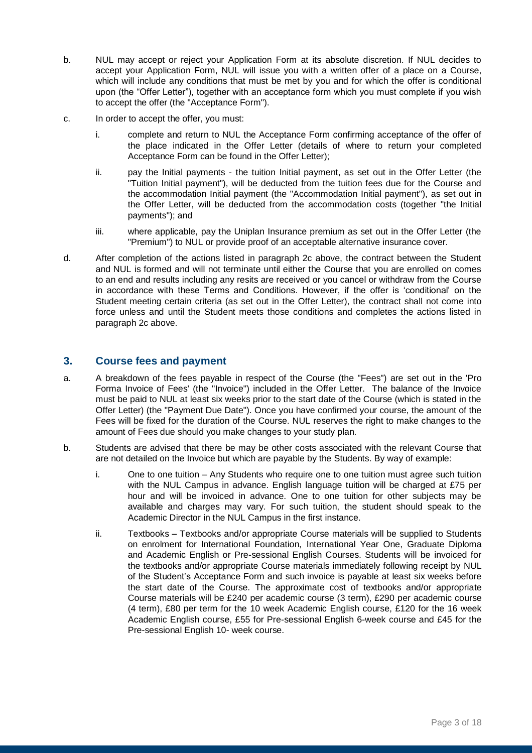b. NUL may accept or reject your Application Form at its absolute discretion. If NUL decides to accept your Application Form, NUL will issue you with a written offer of a place on a Course, which will include any conditions that must be met by you and for which the offer is conditional upon (the "Offer Letter"), together with an acceptance form which you must complete if you wish to accept the offer (the "Acceptance Form").

c. In order to accept the offer, you must:

   i. complete and return to NUL the Acceptance Form confirming acceptance of the offer of the place indicated in the Offer Letter (details of where to return your completed Acceptance Form can be found in the Offer Letter);

   ii. pay the Initial payments - the tuition Initial payment, as set out in the Offer Letter (the "Tuition Initial payment"), will be deducted from the tuition fees due for the Course and the accommodation Initial payment (the "Accommodation Initial payment"), as set out in the Offer Letter, will be deducted from the accommodation costs (together "the Initial payments"); and

   iii. where applicable, pay the Uniplan Insurance premium as set out in the Offer Letter (the "Premium") to NUL or provide proof of an acceptable alternative insurance cover.

d. After completion of the actions listed in paragraph 2c above, the contract between the Student and NUL is formed and will not terminate until either the Course that you are enrolled on comes to an end and results including any resits are received or you cancel or withdraw from the Course in accordance with these Terms and Conditions. However, if the offer is 'conditional' on the Student meeting certain criteria (as set out in the Offer Letter), the contract shall not come into force unless and until the Student meets those conditions and completes the actions listed in paragraph 2c above.

## 3. Course fees and payment

a. A breakdown of the fees payable in respect of the Course (the "Fees") are set out in the 'Pro Forma Invoice of Fees' (the "Invoice") included in the Offer Letter. The balance of the Invoice must be paid to NUL at least six weeks prior to the start date of the Course (which is stated in the Offer Letter) (the "Payment Due Date"). Once you have confirmed your course, the amount of the Fees will be fixed for the duration of the Course. NUL reserves the right to make changes to the amount of Fees due should you make changes to your study plan.

b. Students are advised that there be may be other costs associated with the relevant Course that are not detailed on the Invoice but which are payable by the Students. By way of example:

   i. One to one tuition – Any Students who require one to one tuition must agree such tuition with the NUL Campus in advance. English language tuition will be charged at £75 per hour and will be invoiced in advance. One to one tuition for other subjects may be available and charges may vary. For such tuition, the student should speak to the Academic Director in the NUL Campus in the first instance.

   ii. Textbooks – Textbooks and/or appropriate Course materials will be supplied to Students on enrolment for International Foundation, International Year One, Graduate Diploma and Academic English or Pre-sessional English Courses. Students will be invoiced for the textbooks and/or appropriate Course materials immediately following receipt by NUL of the Student's Acceptance Form and such invoice is payable at least six weeks before the start date of the Course. The approximate cost of textbooks and/or appropriate Course materials will be £240 per academic course (3 term), £290 per academic course (4 term), £80 per term for the 10 week Academic English course, £120 for the 16 week Academic English course, £55 for Pre-sessional English 6-week course and £45 for the Pre-sessional English 10- week course.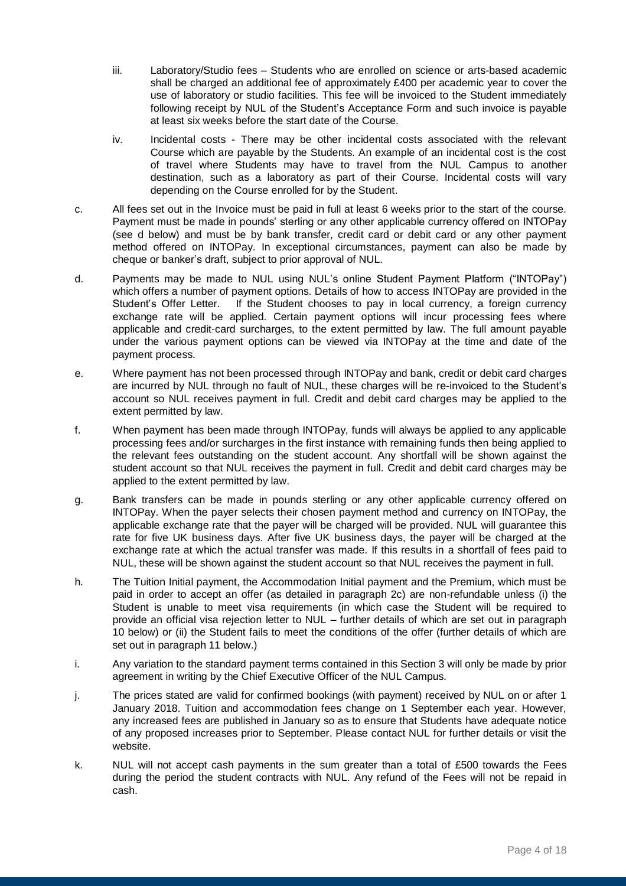iii. Laboratory/Studio fees – Students who are enrolled on science or arts-based academic shall be charged an additional fee of approximately £400 per academic year to cover the use of laboratory or studio facilities. This fee will be invoiced to the Student immediately following receipt by NUL of the Student's Acceptance Form and such invoice is payable at least six weeks before the start date of the Course.

iv. Incidental costs - There may be other incidental costs associated with the relevant Course which are payable by the Students. An example of an incidental cost is the cost of travel where Students may have to travel from the NUL Campus to another destination, such as a laboratory as part of their Course. Incidental costs will vary depending on the Course enrolled for by the Student.

c. All fees set out in the Invoice must be paid in full at least 6 weeks prior to the start of the course. Payment must be made in pounds' sterling or any other applicable currency offered on INTOPay (see d below) and must be by bank transfer, credit card or debit card or any other payment method offered on INTOPay. In exceptional circumstances, payment can also be made by cheque or banker's draft, subject to prior approval of NUL.

d. Payments may be made to NUL using NUL's online Student Payment Platform ("INTOPay") which offers a number of payment options. Details of how to access INTOPay are provided in the Student's Offer Letter. If the Student chooses to pay in local currency, a foreign currency exchange rate will be applied. Certain payment options will incur processing fees where applicable and credit-card surcharges, to the extent permitted by law. The full amount payable under the various payment options can be viewed via INTOPay at the time and date of the payment process.

e. Where payment has not been processed through INTOPay and bank, credit or debit card charges are incurred by NUL through no fault of NUL, these charges will be re-invoiced to the Student's account so NUL receives payment in full. Credit and debit card charges may be applied to the extent permitted by law.

f. When payment has been made through INTOPay, funds will always be applied to any applicable processing fees and/or surcharges in the first instance with remaining funds then being applied to the relevant fees outstanding on the student account. Any shortfall will be shown against the student account so that NUL receives the payment in full. Credit and debit card charges may be applied to the extent permitted by law.

g. Bank transfers can be made in pounds sterling or any other applicable currency offered on INTOPay. When the payer selects their chosen payment method and currency on INTOPay, the applicable exchange rate that the payer will be charged will be provided. NUL will guarantee this rate for five UK business days. After five UK business days, the payer will be charged at the exchange rate at which the actual transfer was made. If this results in a shortfall of fees paid to NUL, these will be shown against the student account so that NUL receives the payment in full.

h. The Tuition Initial payment, the Accommodation Initial payment and the Premium, which must be paid in order to accept an offer (as detailed in paragraph 2c) are non-refundable unless (i) the Student is unable to meet visa requirements (in which case the Student will be required to provide an official visa rejection letter to NUL – further details of which are set out in paragraph 10 below) or (ii) the Student fails to meet the conditions of the offer (further details of which are set out in paragraph 11 below.)

i. Any variation to the standard payment terms contained in this Section 3 will only be made by prior agreement in writing by the Chief Executive Officer of the NUL Campus.

j. The prices stated are valid for confirmed bookings (with payment) received by NUL on or after 1 January 2018. Tuition and accommodation fees change on 1 September each year. However, any increased fees are published in January so as to ensure that Students have adequate notice of any proposed increases prior to September. Please contact NUL for further details or visit the website.

k. NUL will not accept cash payments in the sum greater than a total of £500 towards the Fees during the period the student contracts with NUL. Any refund of the Fees will not be repaid in cash.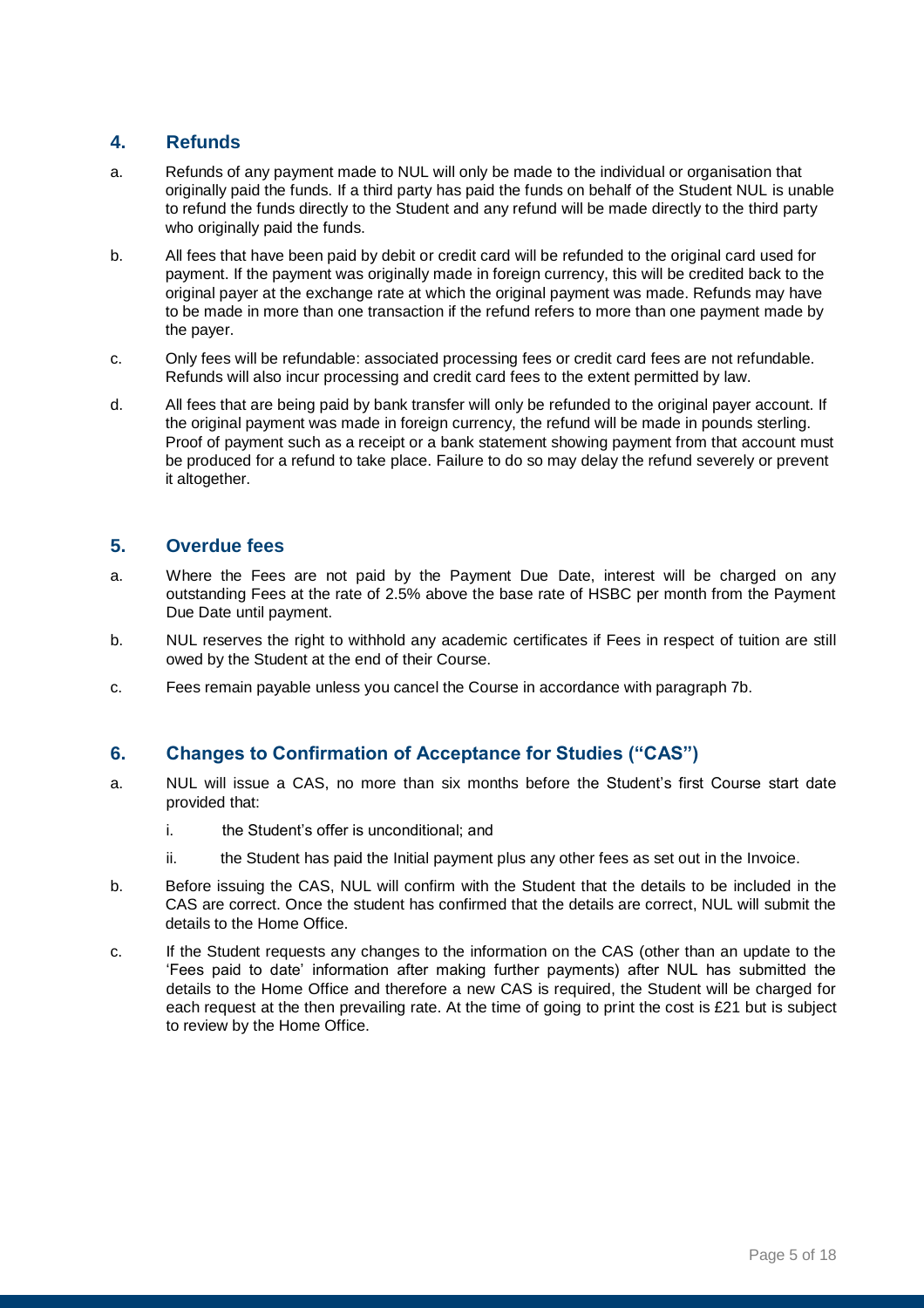## 4. Refunds

a. Refunds of any payment made to NUL will only be made to the individual or organisation that originally paid the funds. If a third party has paid the funds on behalf of the Student NUL is unable to refund the funds directly to the Student and any refund will be made directly to the third party who originally paid the funds.

b. All fees that have been paid by debit or credit card will be refunded to the original card used for payment. If the payment was originally made in foreign currency, this will be credited back to the original payer at the exchange rate at which the original payment was made. Refunds may have to be made in more than one transaction if the refund refers to more than one payment made by the payer.

c. Only fees will be refundable: associated processing fees or credit card fees are not refundable. Refunds will also incur processing and credit card fees to the extent permitted by law.

d. All fees that are being paid by bank transfer will only be refunded to the original payer account. If the original payment was made in foreign currency, the refund will be made in pounds sterling. Proof of payment such as a receipt or a bank statement showing payment from that account must be produced for a refund to take place. Failure to do so may delay the refund severely or prevent it altogether.

## 5. Overdue fees

a. Where the Fees are not paid by the Payment Due Date, interest will be charged on any outstanding Fees at the rate of 2.5% above the base rate of HSBC per month from the Payment Due Date until payment.

b. NUL reserves the right to withhold any academic certificates if Fees in respect of tuition are still owed by the Student at the end of their Course.

c. Fees remain payable unless you cancel the Course in accordance with paragraph 7b.

## 6. Changes to Confirmation of Acceptance for Studies ("CAS")

a. NUL will issue a CAS, no more than six months before the Student's first Course start date provided that:

   i. the Student's offer is unconditional; and

   ii. the Student has paid the Initial payment plus any other fees as set out in the Invoice.

b. Before issuing the CAS, NUL will confirm with the Student that the details to be included in the CAS are correct. Once the student has confirmed that the details are correct, NUL will submit the details to the Home Office.

c. If the Student requests any changes to the information on the CAS (other than an update to the 'Fees paid to date' information after making further payments) after NUL has submitted the details to the Home Office and therefore a new CAS is required, the Student will be charged for each request at the then prevailing rate. At the time of going to print the cost is £21 but is subject to review by the Home Office.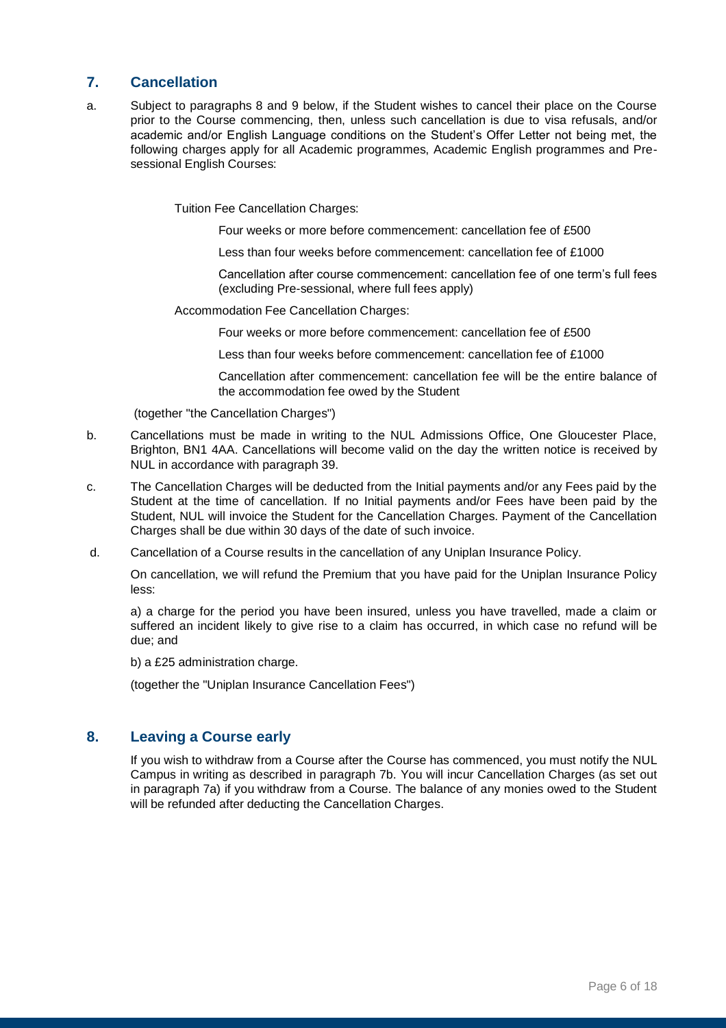## 7. Cancellation

a. Subject to paragraphs 8 and 9 below, if the Student wishes to cancel their place on the Course prior to the Course commencing, then, unless such cancellation is due to visa refusals, and/or academic and/or English Language conditions on the Student's Offer Letter not being met, the following charges apply for all Academic programmes, Academic English programmes and Pre-sessional English Courses:

Tuition Fee Cancellation Charges:

Four weeks or more before commencement: cancellation fee of £500

Less than four weeks before commencement: cancellation fee of £1000

Cancellation after course commencement: cancellation fee of one term's full fees (excluding Pre-sessional, where full fees apply)

Accommodation Fee Cancellation Charges:

Four weeks or more before commencement: cancellation fee of £500

Less than four weeks before commencement: cancellation fee of £1000

Cancellation after commencement: cancellation fee will be the entire balance of the accommodation fee owed by the Student

(together "the Cancellation Charges")

b. Cancellations must be made in writing to the NUL Admissions Office, One Gloucester Place, Brighton, BN1 4AA. Cancellations will become valid on the day the written notice is received by NUL in accordance with paragraph 39.

c. The Cancellation Charges will be deducted from the Initial payments and/or any Fees paid by the Student at the time of cancellation. If no Initial payments and/or Fees have been paid by the Student, NUL will invoice the Student for the Cancellation Charges. Payment of the Cancellation Charges shall be due within 30 days of the date of such invoice.

d. Cancellation of a Course results in the cancellation of any Uniplan Insurance Policy.

On cancellation, we will refund the Premium that you have paid for the Uniplan Insurance Policy less:

a) a charge for the period you have been insured, unless you have travelled, made a claim or suffered an incident likely to give rise to a claim has occurred, in which case no refund will be due; and

b) a £25 administration charge.

(together the "Uniplan Insurance Cancellation Fees")

## 8. Leaving a Course early

If you wish to withdraw from a Course after the Course has commenced, you must notify the NUL Campus in writing as described in paragraph 7b. You will incur Cancellation Charges (as set out in paragraph 7a) if you withdraw from a Course. The balance of any monies owed to the Student will be refunded after deducting the Cancellation Charges.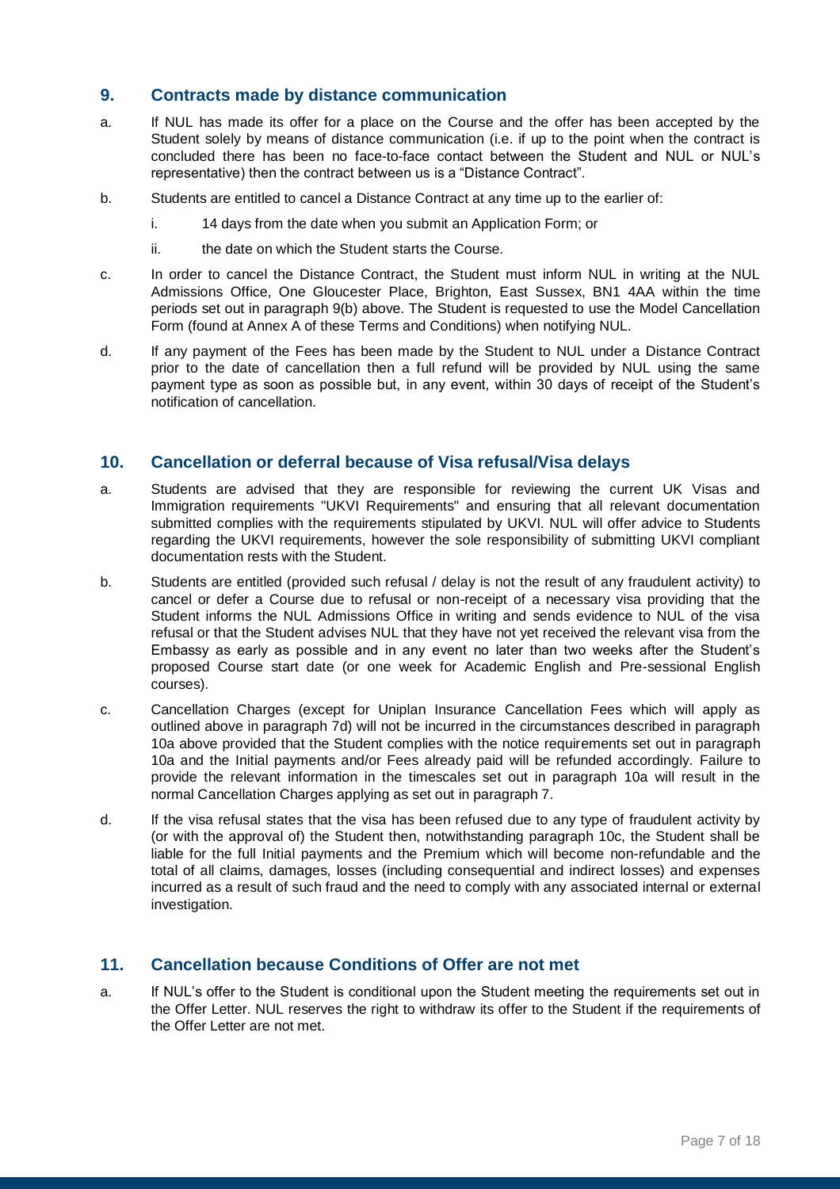## 9. Contracts made by distance communication

a. If NUL has made its offer for a place on the Course and the offer has been accepted by the Student solely by means of distance communication (i.e. if up to the point when the contract is concluded there has been no face-to-face contact between the Student and NUL or NUL's representative) then the contract between us is a "Distance Contract".

b. Students are entitled to cancel a Distance Contract at any time up to the earlier of:

   i. 14 days from the date when you submit an Application Form; or

   ii. the date on which the Student starts the Course.

c. In order to cancel the Distance Contract, the Student must inform NUL in writing at the NUL Admissions Office, One Gloucester Place, Brighton, East Sussex, BN1 4AA within the time periods set out in paragraph 9(b) above. The Student is requested to use the Model Cancellation Form (found at Annex A of these Terms and Conditions) when notifying NUL.

d. If any payment of the Fees has been made by the Student to NUL under a Distance Contract prior to the date of cancellation then a full refund will be provided by NUL using the same payment type as soon as possible but, in any event, within 30 days of receipt of the Student's notification of cancellation.

## 10. Cancellation or deferral because of Visa refusal/Visa delays

a. Students are advised that they are responsible for reviewing the current UK Visas and Immigration requirements "UKVI Requirements" and ensuring that all relevant documentation submitted complies with the requirements stipulated by UKVI. NUL will offer advice to Students regarding the UKVI requirements, however the sole responsibility of submitting UKVI compliant documentation rests with the Student.

b. Students are entitled (provided such refusal / delay is not the result of any fraudulent activity) to cancel or defer a Course due to refusal or non-receipt of a necessary visa providing that the Student informs the NUL Admissions Office in writing and sends evidence to NUL of the visa refusal or that the Student advises NUL that they have not yet received the relevant visa from the Embassy as early as possible and in any event no later than two weeks after the Student's proposed Course start date (or one week for Academic English and Pre-sessional English courses).

c. Cancellation Charges (except for Uniplan Insurance Cancellation Fees which will apply as outlined above in paragraph 7d) will not be incurred in the circumstances described in paragraph 10a above provided that the Student complies with the notice requirements set out in paragraph 10a and the Initial payments and/or Fees already paid will be refunded accordingly. Failure to provide the relevant information in the timescales set out in paragraph 10a will result in the normal Cancellation Charges applying as set out in paragraph 7.

d. If the visa refusal states that the visa has been refused due to any type of fraudulent activity by (or with the approval of) the Student then, notwithstanding paragraph 10c, the Student shall be liable for the full Initial payments and the Premium which will become non-refundable and the total of all claims, damages, losses (including consequential and indirect losses) and expenses incurred as a result of such fraud and the need to comply with any associated internal or external investigation.

## 11. Cancellation because Conditions of Offer are not met

a. If NUL's offer to the Student is conditional upon the Student meeting the requirements set out in the Offer Letter. NUL reserves the right to withdraw its offer to the Student if the requirements of the Offer Letter are not met.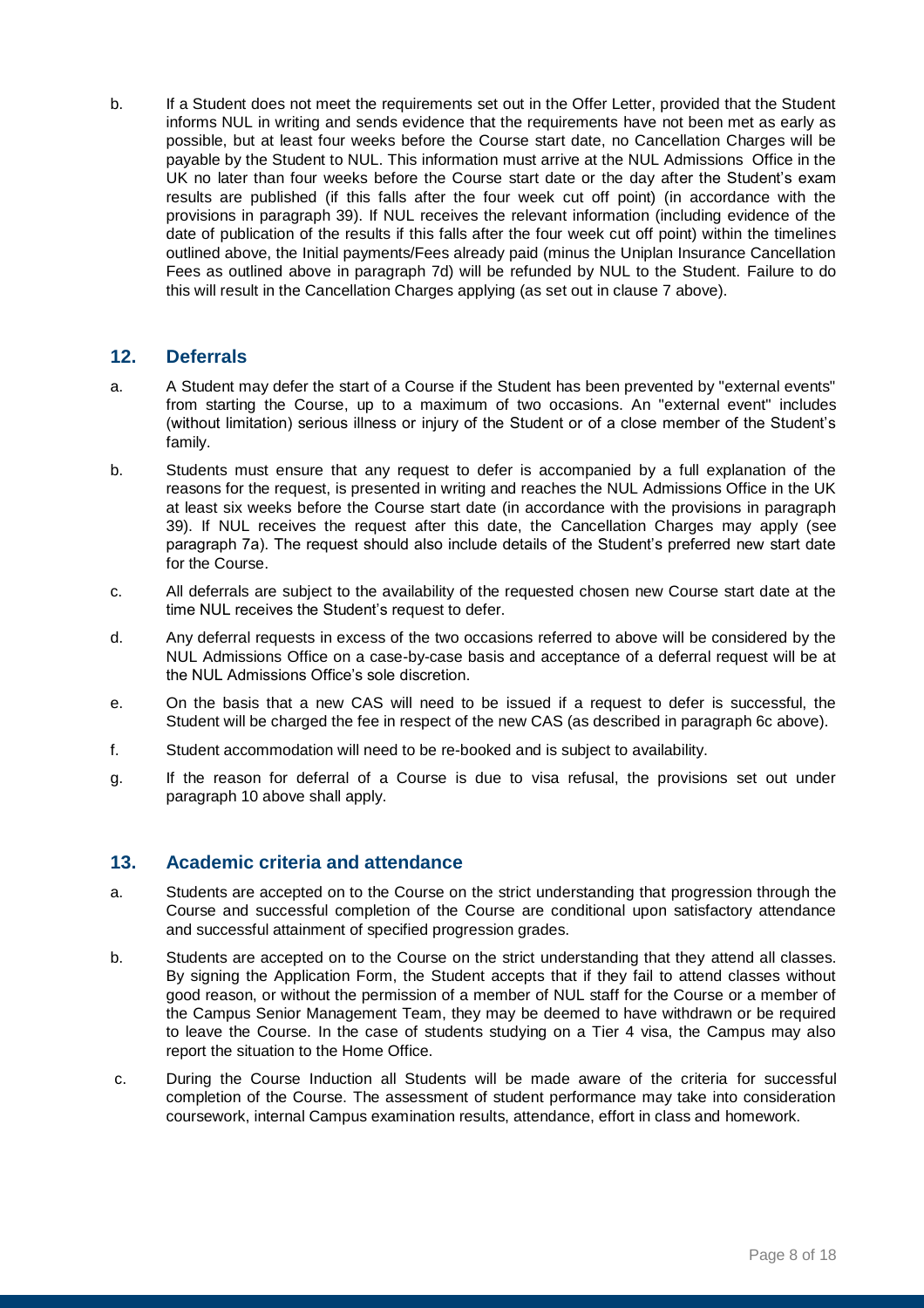b. If a Student does not meet the requirements set out in the Offer Letter, provided that the Student informs NUL in writing and sends evidence that the requirements have not been met as early as possible, but at least four weeks before the Course start date, no Cancellation Charges will be payable by the Student to NUL. This information must arrive at the NUL Admissions Office in the UK no later than four weeks before the Course start date or the day after the Student's exam results are published (if this falls after the four week cut off point) (in accordance with the provisions in paragraph 39). If NUL receives the relevant information (including evidence of the date of publication of the results if this falls after the four week cut off point) within the timelines outlined above, the Initial payments/Fees already paid (minus the Uniplan Insurance Cancellation Fees as outlined above in paragraph 7d) will be refunded by NUL to the Student. Failure to do this will result in the Cancellation Charges applying (as set out in clause 7 above).

## 12. Deferrals

a. A Student may defer the start of a Course if the Student has been prevented by "external events" from starting the Course, up to a maximum of two occasions. An "external event" includes (without limitation) serious illness or injury of the Student or of a close member of the Student's family.

b. Students must ensure that any request to defer is accompanied by a full explanation of the reasons for the request, is presented in writing and reaches the NUL Admissions Office in the UK at least six weeks before the Course start date (in accordance with the provisions in paragraph 39). If NUL receives the request after this date, the Cancellation Charges may apply (see paragraph 7a). The request should also include details of the Student's preferred new start date for the Course.

c. All deferrals are subject to the availability of the requested chosen new Course start date at the time NUL receives the Student's request to defer.

d. Any deferral requests in excess of the two occasions referred to above will be considered by the NUL Admissions Office on a case-by-case basis and acceptance of a deferral request will be at the NUL Admissions Office's sole discretion.

e. On the basis that a new CAS will need to be issued if a request to defer is successful, the Student will be charged the fee in respect of the new CAS (as described in paragraph 6c above).

f. Student accommodation will need to be re-booked and is subject to availability.

g. If the reason for deferral of a Course is due to visa refusal, the provisions set out under paragraph 10 above shall apply.

## 13. Academic criteria and attendance

a. Students are accepted on to the Course on the strict understanding that progression through the Course and successful completion of the Course are conditional upon satisfactory attendance and successful attainment of specified progression grades.

b. Students are accepted on to the Course on the strict understanding that they attend all classes. By signing the Application Form, the Student accepts that if they fail to attend classes without good reason, or without the permission of a member of NUL staff for the Course or a member of the Campus Senior Management Team, they may be deemed to have withdrawn or be required to leave the Course. In the case of students studying on a Tier 4 visa, the Campus may also report the situation to the Home Office.

c. During the Course Induction all Students will be made aware of the criteria for successful completion of the Course. The assessment of student performance may take into consideration coursework, internal Campus examination results, attendance, effort in class and homework.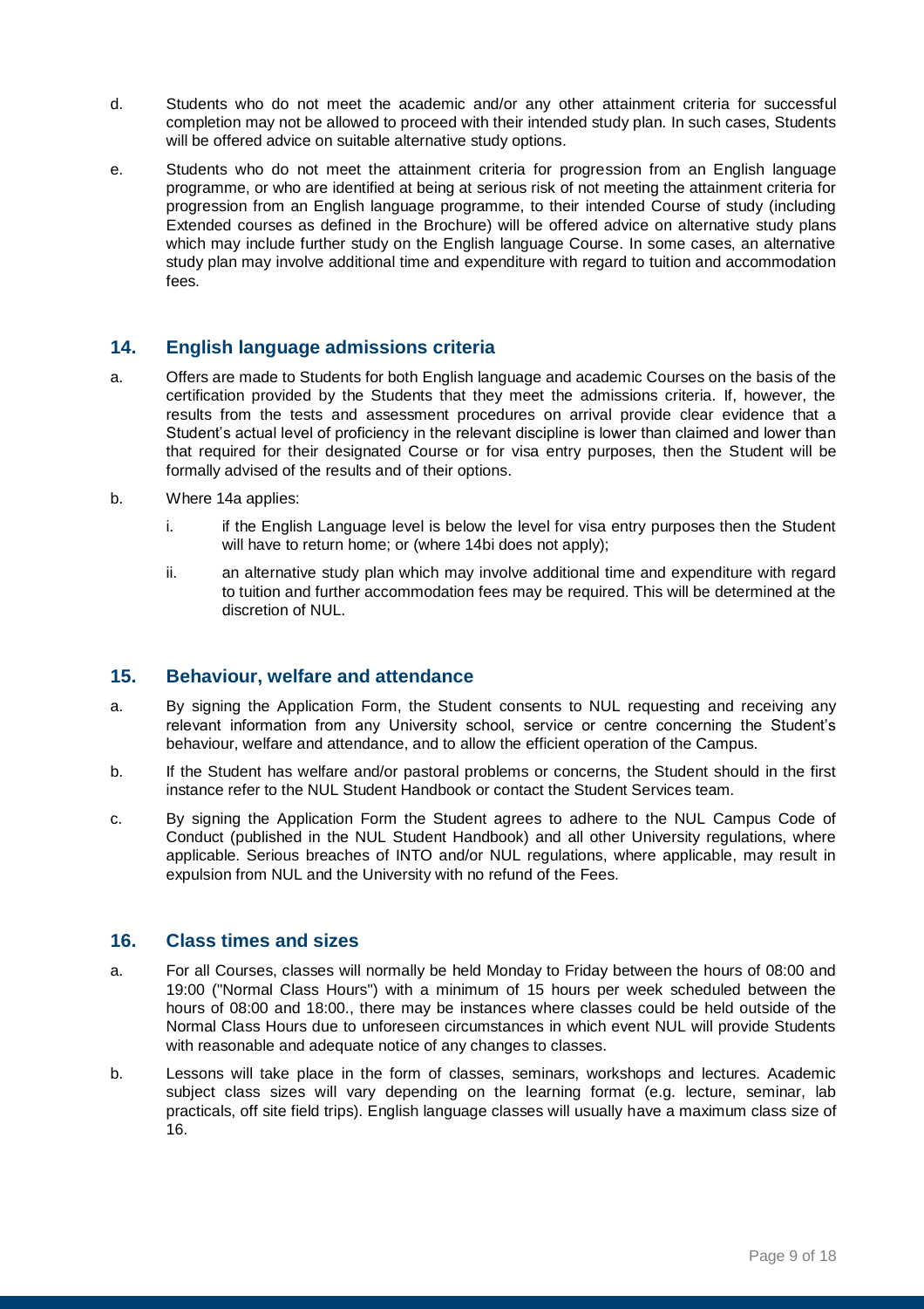d. Students who do not meet the academic and/or any other attainment criteria for successful completion may not be allowed to proceed with their intended study plan. In such cases, Students will be offered advice on suitable alternative study options.

e. Students who do not meet the attainment criteria for progression from an English language programme, or who are identified at being at serious risk of not meeting the attainment criteria for progression from an English language programme, to their intended Course of study (including Extended courses as defined in the Brochure) will be offered advice on alternative study plans which may include further study on the English language Course. In some cases, an alternative study plan may involve additional time and expenditure with regard to tuition and accommodation fees.

## 14. English language admissions criteria

a. Offers are made to Students for both English language and academic Courses on the basis of the certification provided by the Students that they meet the admissions criteria. If, however, the results from the tests and assessment procedures on arrival provide clear evidence that a Student's actual level of proficiency in the relevant discipline is lower than claimed and lower than that required for their designated Course or for visa entry purposes, then the Student will be formally advised of the results and of their options.

b. Where 14a applies:

   i. if the English Language level is below the level for visa entry purposes then the Student will have to return home; or (where 14bi does not apply);

   ii. an alternative study plan which may involve additional time and expenditure with regard to tuition and further accommodation fees may be required. This will be determined at the discretion of NUL.

## 15. Behaviour, welfare and attendance

a. By signing the Application Form, the Student consents to NUL requesting and receiving any relevant information from any University school, service or centre concerning the Student's behaviour, welfare and attendance, and to allow the efficient operation of the Campus.

b. If the Student has welfare and/or pastoral problems or concerns, the Student should in the first instance refer to the NUL Student Handbook or contact the Student Services team.

c. By signing the Application Form the Student agrees to adhere to the NUL Campus Code of Conduct (published in the NUL Student Handbook) and all other University regulations, where applicable. Serious breaches of INTO and/or NUL regulations, where applicable, may result in expulsion from NUL and the University with no refund of the Fees.

## 16. Class times and sizes

a. For all Courses, classes will normally be held Monday to Friday between the hours of 08:00 and 19:00 ("Normal Class Hours") with a minimum of 15 hours per week scheduled between the hours of 08:00 and 18:00., there may be instances where classes could be held outside of the Normal Class Hours due to unforeseen circumstances in which event NUL will provide Students with reasonable and adequate notice of any changes to classes.

b. Lessons will take place in the form of classes, seminars, workshops and lectures. Academic subject class sizes will vary depending on the learning format (e.g. lecture, seminar, lab practicals, off site field trips). English language classes will usually have a maximum class size of 16.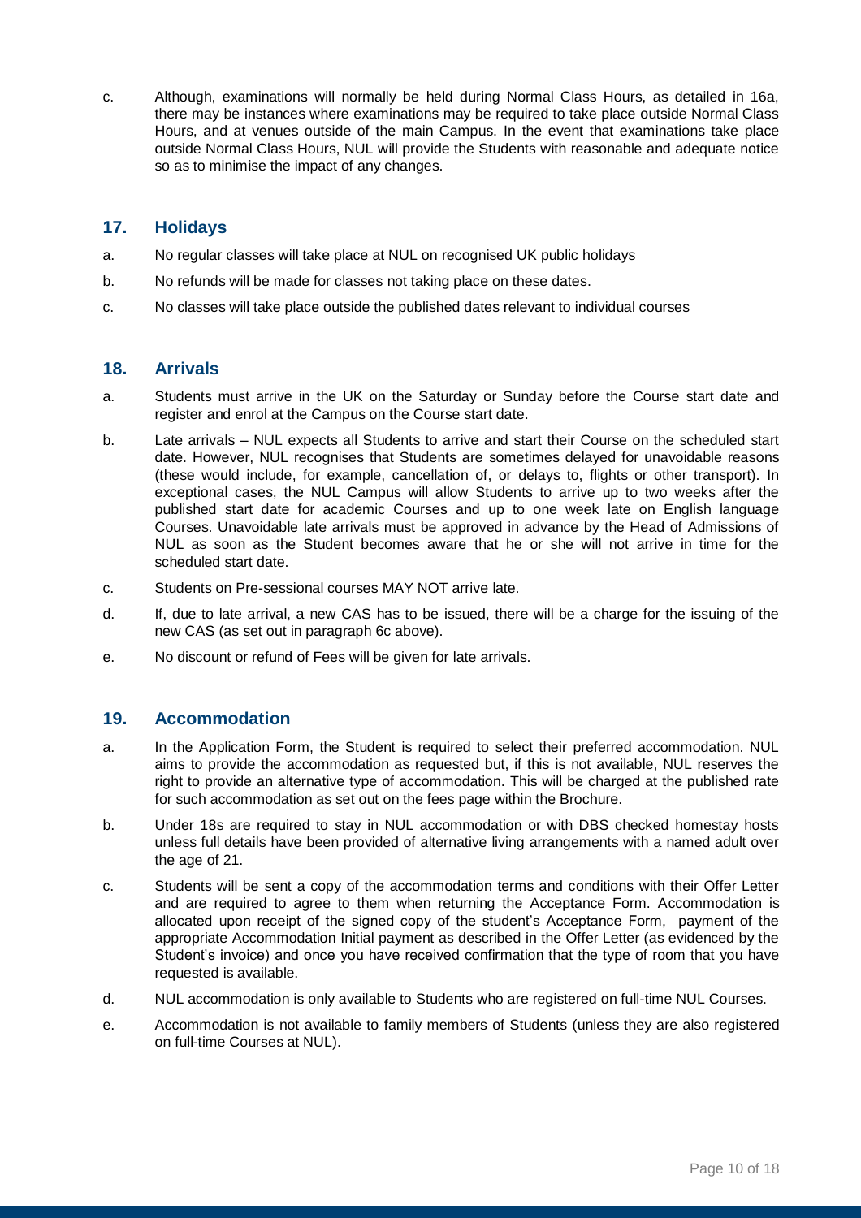c. Although, examinations will normally be held during Normal Class Hours, as detailed in 16a, there may be instances where examinations may be required to take place outside Normal Class Hours, and at venues outside of the main Campus. In the event that examinations take place outside Normal Class Hours, NUL will provide the Students with reasonable and adequate notice so as to minimise the impact of any changes.

## 17. Holidays

a. No regular classes will take place at NUL on recognised UK public holidays

b. No refunds will be made for classes not taking place on these dates.

c. No classes will take place outside the published dates relevant to individual courses

## 18. Arrivals

a. Students must arrive in the UK on the Saturday or Sunday before the Course start date and register and enrol at the Campus on the Course start date.

b. Late arrivals – NUL expects all Students to arrive and start their Course on the scheduled start date. However, NUL recognises that Students are sometimes delayed for unavoidable reasons (these would include, for example, cancellation of, or delays to, flights or other transport). In exceptional cases, the NUL Campus will allow Students to arrive up to two weeks after the published start date for academic Courses and up to one week late on English language Courses. Unavoidable late arrivals must be approved in advance by the Head of Admissions of NUL as soon as the Student becomes aware that he or she will not arrive in time for the scheduled start date.

c. Students on Pre-sessional courses MAY NOT arrive late.

d. If, due to late arrival, a new CAS has to be issued, there will be a charge for the issuing of the new CAS (as set out in paragraph 6c above).

e. No discount or refund of Fees will be given for late arrivals.

## 19. Accommodation

a. In the Application Form, the Student is required to select their preferred accommodation. NUL aims to provide the accommodation as requested but, if this is not available, NUL reserves the right to provide an alternative type of accommodation. This will be charged at the published rate for such accommodation as set out on the fees page within the Brochure.

b. Under 18s are required to stay in NUL accommodation or with DBS checked homestay hosts unless full details have been provided of alternative living arrangements with a named adult over the age of 21.

c. Students will be sent a copy of the accommodation terms and conditions with their Offer Letter and are required to agree to them when returning the Acceptance Form. Accommodation is allocated upon receipt of the signed copy of the student's Acceptance Form, payment of the appropriate Accommodation Initial payment as described in the Offer Letter (as evidenced by the Student's invoice) and once you have received confirmation that the type of room that you have requested is available.

d. NUL accommodation is only available to Students who are registered on full-time NUL Courses.

e. Accommodation is not available to family members of Students (unless they are also registered on full-time Courses at NUL).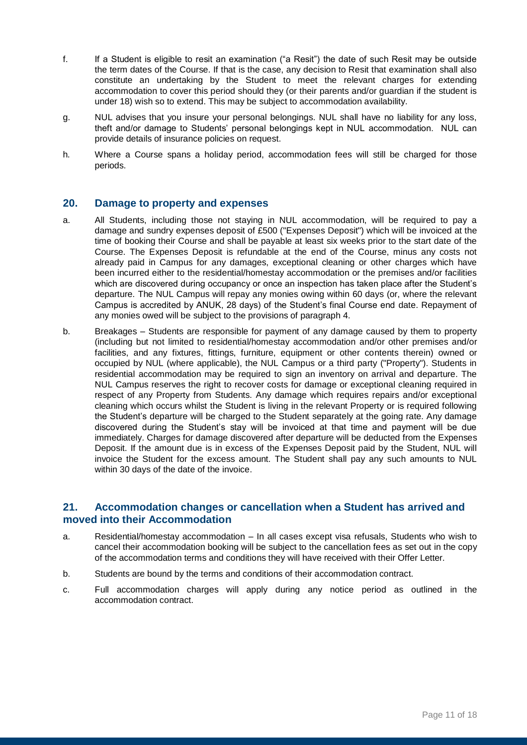f. If a Student is eligible to resit an examination ("a Resit") the date of such Resit may be outside the term dates of the Course. If that is the case, any decision to Resit that examination shall also constitute an undertaking by the Student to meet the relevant charges for extending accommodation to cover this period should they (or their parents and/or guardian if the student is under 18) wish so to extend. This may be subject to accommodation availability.

g. NUL advises that you insure your personal belongings. NUL shall have no liability for any loss, theft and/or damage to Students' personal belongings kept in NUL accommodation. NUL can provide details of insurance policies on request.

h. Where a Course spans a holiday period, accommodation fees will still be charged for those periods.

## 20. Damage to property and expenses

a. All Students, including those not staying in NUL accommodation, will be required to pay a damage and sundry expenses deposit of £500 ("Expenses Deposit") which will be invoiced at the time of booking their Course and shall be payable at least six weeks prior to the start date of the Course. The Expenses Deposit is refundable at the end of the Course, minus any costs not already paid in Campus for any damages, exceptional cleaning or other charges which have been incurred either to the residential/homestay accommodation or the premises and/or facilities which are discovered during occupancy or once an inspection has taken place after the Student's departure. The NUL Campus will repay any monies owing within 60 days (or, where the relevant Campus is accredited by ANUK, 28 days) of the Student's final Course end date. Repayment of any monies owed will be subject to the provisions of paragraph 4.

b. Breakages – Students are responsible for payment of any damage caused by them to property (including but not limited to residential/homestay accommodation and/or other premises and/or facilities, and any fixtures, fittings, furniture, equipment or other contents therein) owned or occupied by NUL (where applicable), the NUL Campus or a third party ("Property"). Students in residential accommodation may be required to sign an inventory on arrival and departure. The NUL Campus reserves the right to recover costs for damage or exceptional cleaning required in respect of any Property from Students. Any damage which requires repairs and/or exceptional cleaning which occurs whilst the Student is living in the relevant Property or is required following the Student's departure will be charged to the Student separately at the going rate. Any damage discovered during the Student's stay will be invoiced at that time and payment will be due immediately. Charges for damage discovered after departure will be deducted from the Expenses Deposit. If the amount due is in excess of the Expenses Deposit paid by the Student, NUL will invoice the Student for the excess amount. The Student shall pay any such amounts to NUL within 30 days of the date of the invoice.

## 21. Accommodation changes or cancellation when a Student has arrived and moved into their Accommodation

a. Residential/homestay accommodation – In all cases except visa refusals, Students who wish to cancel their accommodation booking will be subject to the cancellation fees as set out in the copy of the accommodation terms and conditions they will have received with their Offer Letter.

b. Students are bound by the terms and conditions of their accommodation contract.

c. Full accommodation charges will apply during any notice period as outlined in the accommodation contract.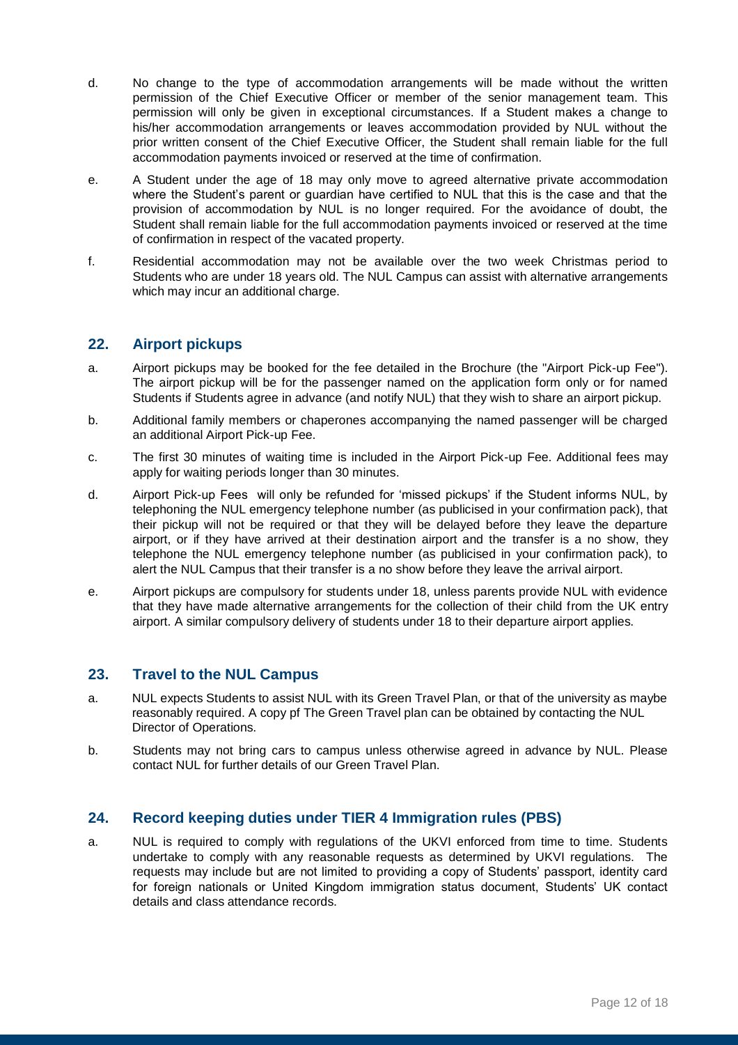d. No change to the type of accommodation arrangements will be made without the written permission of the Chief Executive Officer or member of the senior management team. This permission will only be given in exceptional circumstances. If a Student makes a change to his/her accommodation arrangements or leaves accommodation provided by NUL without the prior written consent of the Chief Executive Officer, the Student shall remain liable for the full accommodation payments invoiced or reserved at the time of confirmation.

e. A Student under the age of 18 may only move to agreed alternative private accommodation where the Student's parent or guardian have certified to NUL that this is the case and that the provision of accommodation by NUL is no longer required. For the avoidance of doubt, the Student shall remain liable for the full accommodation payments invoiced or reserved at the time of confirmation in respect of the vacated property.

f. Residential accommodation may not be available over the two week Christmas period to Students who are under 18 years old. The NUL Campus can assist with alternative arrangements which may incur an additional charge.

## 22. Airport pickups

a. Airport pickups may be booked for the fee detailed in the Brochure (the "Airport Pick-up Fee"). The airport pickup will be for the passenger named on the application form only or for named Students if Students agree in advance (and notify NUL) that they wish to share an airport pickup.

b. Additional family members or chaperones accompanying the named passenger will be charged an additional Airport Pick-up Fee.

c. The first 30 minutes of waiting time is included in the Airport Pick-up Fee. Additional fees may apply for waiting periods longer than 30 minutes.

d. Airport Pick-up Fees will only be refunded for 'missed pickups' if the Student informs NUL, by telephoning the NUL emergency telephone number (as publicised in your confirmation pack), that their pickup will not be required or that they will be delayed before they leave the departure airport, or if they have arrived at their destination airport and the transfer is a no show, they telephone the NUL emergency telephone number (as publicised in your confirmation pack), to alert the NUL Campus that their transfer is a no show before they leave the arrival airport.

e. Airport pickups are compulsory for students under 18, unless parents provide NUL with evidence that they have made alternative arrangements for the collection of their child from the UK entry airport. A similar compulsory delivery of students under 18 to their departure airport applies.

## 23. Travel to the NUL Campus

a. NUL expects Students to assist NUL with its Green Travel Plan, or that of the university as maybe reasonably required. A copy pf The Green Travel plan can be obtained by contacting the NUL Director of Operations.

b. Students may not bring cars to campus unless otherwise agreed in advance by NUL. Please contact NUL for further details of our Green Travel Plan.

## 24. Record keeping duties under TIER 4 Immigration rules (PBS)

a. NUL is required to comply with regulations of the UKVI enforced from time to time. Students undertake to comply with any reasonable requests as determined by UKVI regulations. The requests may include but are not limited to providing a copy of Students' passport, identity card for foreign nationals or United Kingdom immigration status document, Students' UK contact details and class attendance records.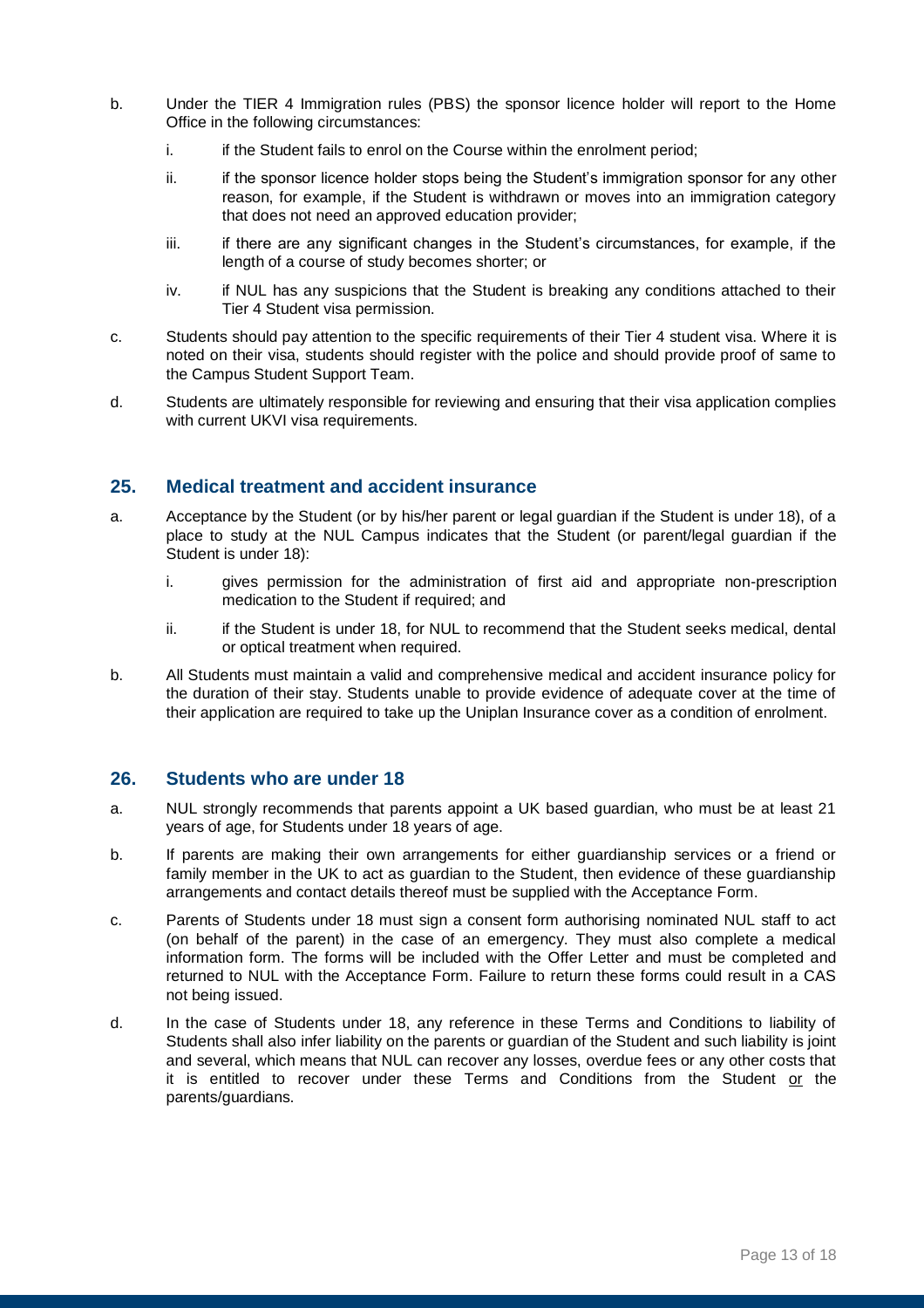b. Under the TIER 4 Immigration rules (PBS) the sponsor licence holder will report to the Home Office in the following circumstances:

   i. if the Student fails to enrol on the Course within the enrolment period;

   ii. if the sponsor licence holder stops being the Student's immigration sponsor for any other reason, for example, if the Student is withdrawn or moves into an immigration category that does not need an approved education provider;

   iii. if there are any significant changes in the Student's circumstances, for example, if the length of a course of study becomes shorter; or

   iv. if NUL has any suspicions that the Student is breaking any conditions attached to their Tier 4 Student visa permission.

c. Students should pay attention to the specific requirements of their Tier 4 student visa. Where it is noted on their visa, students should register with the police and should provide proof of same to the Campus Student Support Team.

d. Students are ultimately responsible for reviewing and ensuring that their visa application complies with current UKVI visa requirements.

## 25. Medical treatment and accident insurance

a. Acceptance by the Student (or by his/her parent or legal guardian if the Student is under 18), of a place to study at the NUL Campus indicates that the Student (or parent/legal guardian if the Student is under 18):

   i. gives permission for the administration of first aid and appropriate non-prescription medication to the Student if required; and

   ii. if the Student is under 18, for NUL to recommend that the Student seeks medical, dental or optical treatment when required.

b. All Students must maintain a valid and comprehensive medical and accident insurance policy for the duration of their stay. Students unable to provide evidence of adequate cover at the time of their application are required to take up the Uniplan Insurance cover as a condition of enrolment.

## 26. Students who are under 18

a. NUL strongly recommends that parents appoint a UK based guardian, who must be at least 21 years of age, for Students under 18 years of age.

b. If parents are making their own arrangements for either guardianship services or a friend or family member in the UK to act as guardian to the Student, then evidence of these guardianship arrangements and contact details thereof must be supplied with the Acceptance Form.

c. Parents of Students under 18 must sign a consent form authorising nominated NUL staff to act (on behalf of the parent) in the case of an emergency. They must also complete a medical information form. The forms will be included with the Offer Letter and must be completed and returned to NUL with the Acceptance Form. Failure to return these forms could result in a CAS not being issued.

d. In the case of Students under 18, any reference in these Terms and Conditions to liability of Students shall also infer liability on the parents or guardian of the Student and such liability is joint and several, which means that NUL can recover any losses, overdue fees or any other costs that it is entitled to recover under these Terms and Conditions from the Student <u>or</u> the parents/guardians.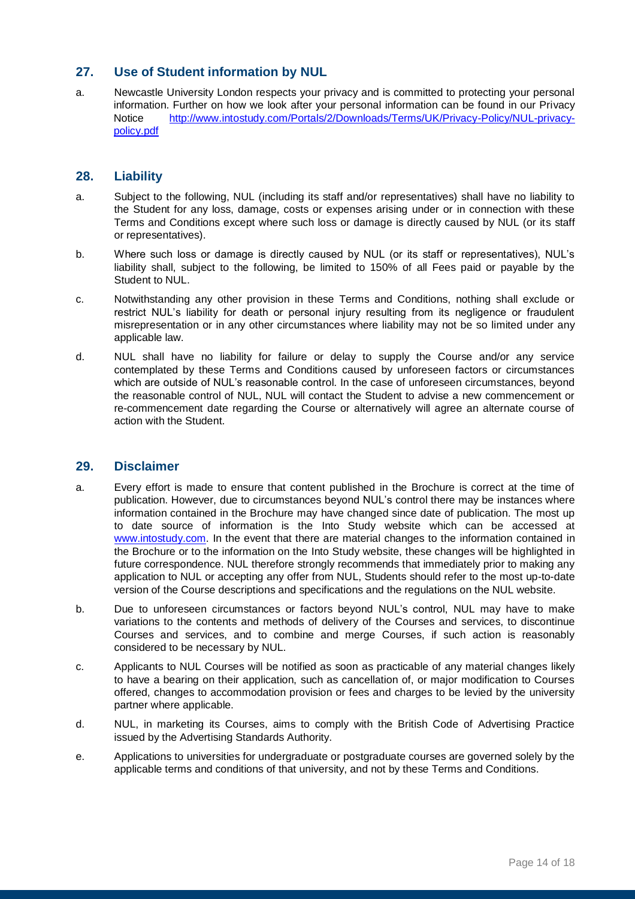## 27. Use of Student information by NUL

a. Newcastle University London respects your privacy and is committed to protecting your personal information. Further on how we look after your personal information can be found in our Privacy Notice http://www.intostudy.com/Portals/2/Downloads/Terms/UK/Privacy-Policy/NUL-privacy-policy.pdf

## 28. Liability

a. Subject to the following, NUL (including its staff and/or representatives) shall have no liability to the Student for any loss, damage, costs or expenses arising under or in connection with these Terms and Conditions except where such loss or damage is directly caused by NUL (or its staff or representatives).

b. Where such loss or damage is directly caused by NUL (or its staff or representatives), NUL's liability shall, subject to the following, be limited to 150% of all Fees paid or payable by the Student to NUL.

c. Notwithstanding any other provision in these Terms and Conditions, nothing shall exclude or restrict NUL's liability for death or personal injury resulting from its negligence or fraudulent misrepresentation or in any other circumstances where liability may not be so limited under any applicable law.

d. NUL shall have no liability for failure or delay to supply the Course and/or any service contemplated by these Terms and Conditions caused by unforeseen factors or circumstances which are outside of NUL's reasonable control. In the case of unforeseen circumstances, beyond the reasonable control of NUL, NUL will contact the Student to advise a new commencement or re-commencement date regarding the Course or alternatively will agree an alternate course of action with the Student.

## 29. Disclaimer

a. Every effort is made to ensure that content published in the Brochure is correct at the time of publication. However, due to circumstances beyond NUL's control there may be instances where information contained in the Brochure may have changed since date of publication. The most up to date source of information is the Into Study website which can be accessed at www.intostudy.com. In the event that there are material changes to the information contained in the Brochure or to the information on the Into Study website, these changes will be highlighted in future correspondence. NUL therefore strongly recommends that immediately prior to making any application to NUL or accepting any offer from NUL, Students should refer to the most up-to-date version of the Course descriptions and specifications and the regulations on the NUL website.

b. Due to unforeseen circumstances or factors beyond NUL's control, NUL may have to make variations to the contents and methods of delivery of the Courses and services, to discontinue Courses and services, and to combine and merge Courses, if such action is reasonably considered to be necessary by NUL.

c. Applicants to NUL Courses will be notified as soon as practicable of any material changes likely to have a bearing on their application, such as cancellation of, or major modification to Courses offered, changes to accommodation provision or fees and charges to be levied by the university partner where applicable.

d. NUL, in marketing its Courses, aims to comply with the British Code of Advertising Practice issued by the Advertising Standards Authority.

e. Applications to universities for undergraduate or postgraduate courses are governed solely by the applicable terms and conditions of that university, and not by these Terms and Conditions.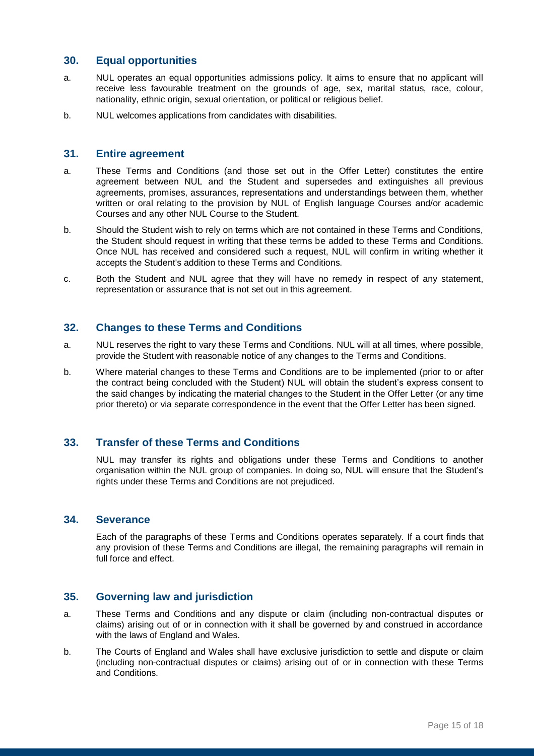## 30. Equal opportunities

a. NUL operates an equal opportunities admissions policy. It aims to ensure that no applicant will receive less favourable treatment on the grounds of age, sex, marital status, race, colour, nationality, ethnic origin, sexual orientation, or political or religious belief.

b. NUL welcomes applications from candidates with disabilities.

## 31. Entire agreement

a. These Terms and Conditions (and those set out in the Offer Letter) constitutes the entire agreement between NUL and the Student and supersedes and extinguishes all previous agreements, promises, assurances, representations and understandings between them, whether written or oral relating to the provision by NUL of English language Courses and/or academic Courses and any other NUL Course to the Student.

b. Should the Student wish to rely on terms which are not contained in these Terms and Conditions, the Student should request in writing that these terms be added to these Terms and Conditions. Once NUL has received and considered such a request, NUL will confirm in writing whether it accepts the Student's addition to these Terms and Conditions.

c. Both the Student and NUL agree that they will have no remedy in respect of any statement, representation or assurance that is not set out in this agreement.

## 32. Changes to these Terms and Conditions

a. NUL reserves the right to vary these Terms and Conditions. NUL will at all times, where possible, provide the Student with reasonable notice of any changes to the Terms and Conditions.

b. Where material changes to these Terms and Conditions are to be implemented (prior to or after the contract being concluded with the Student) NUL will obtain the student's express consent to the said changes by indicating the material changes to the Student in the Offer Letter (or any time prior thereto) or via separate correspondence in the event that the Offer Letter has been signed.

## 33. Transfer of these Terms and Conditions

NUL may transfer its rights and obligations under these Terms and Conditions to another organisation within the NUL group of companies. In doing so, NUL will ensure that the Student's rights under these Terms and Conditions are not prejudiced.

## 34. Severance

Each of the paragraphs of these Terms and Conditions operates separately. If a court finds that any provision of these Terms and Conditions are illegal, the remaining paragraphs will remain in full force and effect.

## 35. Governing law and jurisdiction

a. These Terms and Conditions and any dispute or claim (including non-contractual disputes or claims) arising out of or in connection with it shall be governed by and construed in accordance with the laws of England and Wales.

b. The Courts of England and Wales shall have exclusive jurisdiction to settle and dispute or claim (including non-contractual disputes or claims) arising out of or in connection with these Terms and Conditions.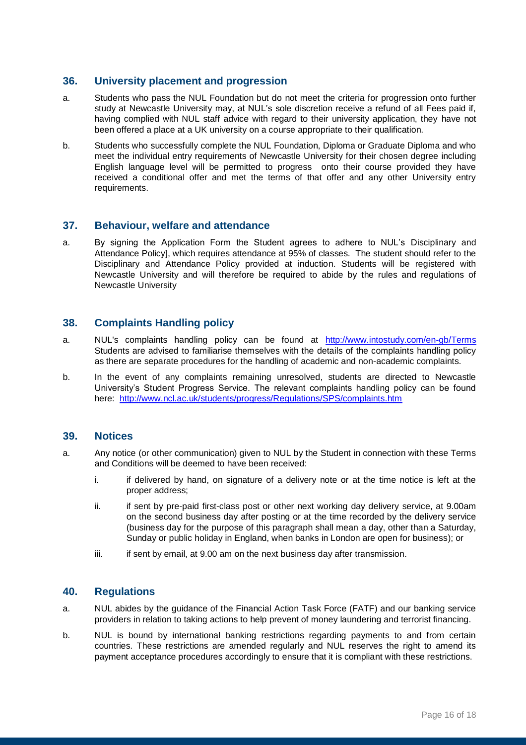## 36. University placement and progression

a. Students who pass the NUL Foundation but do not meet the criteria for progression onto further study at Newcastle University may, at NUL's sole discretion receive a refund of all Fees paid if, having complied with NUL staff advice with regard to their university application, they have not been offered a place at a UK university on a course appropriate to their qualification.

b. Students who successfully complete the NUL Foundation, Diploma or Graduate Diploma and who meet the individual entry requirements of Newcastle University for their chosen degree including English language level will be permitted to progress onto their course provided they have received a conditional offer and met the terms of that offer and any other University entry requirements.

## 37. Behaviour, welfare and attendance

a. By signing the Application Form the Student agrees to adhere to NUL's Disciplinary and Attendance Policy], which requires attendance at 95% of classes. The student should refer to the Disciplinary and Attendance Policy provided at induction. Students will be registered with Newcastle University and will therefore be required to abide by the rules and regulations of Newcastle University

## 38. Complaints Handling policy

a. NUL's complaints handling policy can be found at http://www.intostudy.com/en-gb/Terms Students are advised to familiarise themselves with the details of the complaints handling policy as there are separate procedures for the handling of academic and non-academic complaints.

b. In the event of any complaints remaining unresolved, students are directed to Newcastle University's Student Progress Service. The relevant complaints handling policy can be found here: http://www.ncl.ac.uk/students/progress/Regulations/SPS/complaints.htm

## 39. Notices

a. Any notice (or other communication) given to NUL by the Student in connection with these Terms and Conditions will be deemed to have been received:

   i. if delivered by hand, on signature of a delivery note or at the time notice is left at the proper address;

   ii. if sent by pre-paid first-class post or other next working day delivery service, at 9.00am on the second business day after posting or at the time recorded by the delivery service (business day for the purpose of this paragraph shall mean a day, other than a Saturday, Sunday or public holiday in England, when banks in London are open for business); or

   iii. if sent by email, at 9.00 am on the next business day after transmission.

## 40. Regulations

a. NUL abides by the guidance of the Financial Action Task Force (FATF) and our banking service providers in relation to taking actions to help prevent of money laundering and terrorist financing.

b. NUL is bound by international banking restrictions regarding payments to and from certain countries. These restrictions are amended regularly and NUL reserves the right to amend its payment acceptance procedures accordingly to ensure that it is compliant with these restrictions.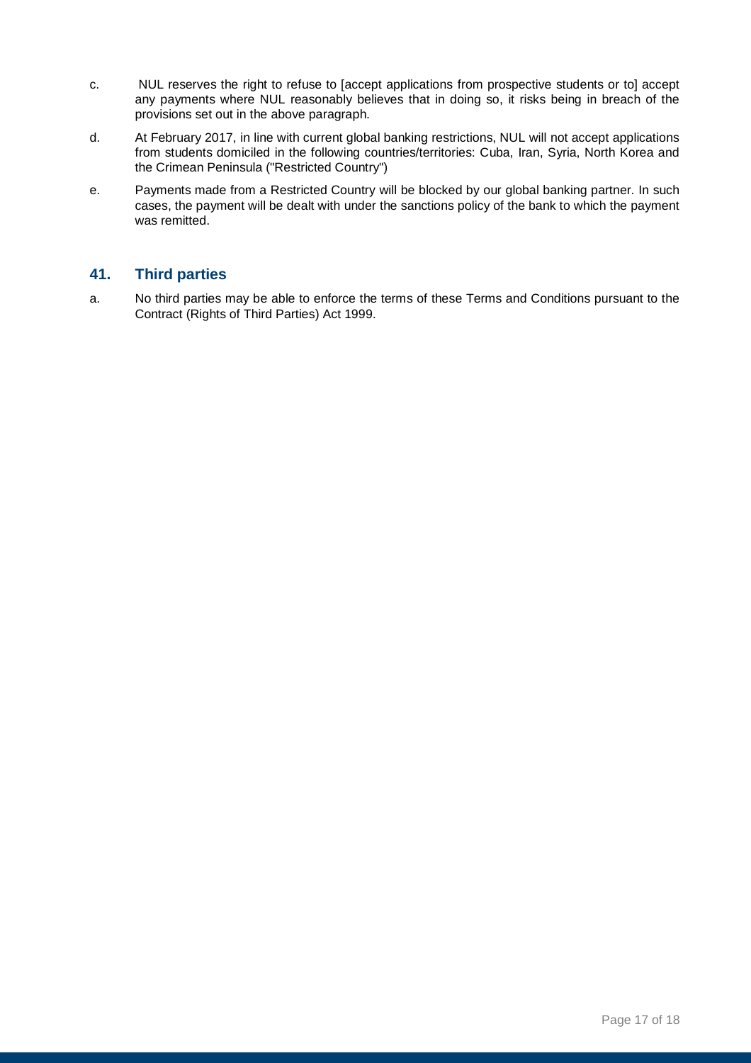c. NUL reserves the right to refuse to [accept applications from prospective students or to] accept any payments where NUL reasonably believes that in doing so, it risks being in breach of the provisions set out in the above paragraph.

d. At February 2017, in line with current global banking restrictions, NUL will not accept applications from students domiciled in the following countries/territories: Cuba, Iran, Syria, North Korea and the Crimean Peninsula ("Restricted Country")

e. Payments made from a Restricted Country will be blocked by our global banking partner. In such cases, the payment will be dealt with under the sanctions policy of the bank to which the payment was remitted.

## 41. Third parties

a. No third parties may be able to enforce the terms of these Terms and Conditions pursuant to the Contract (Rights of Third Parties) Act 1999.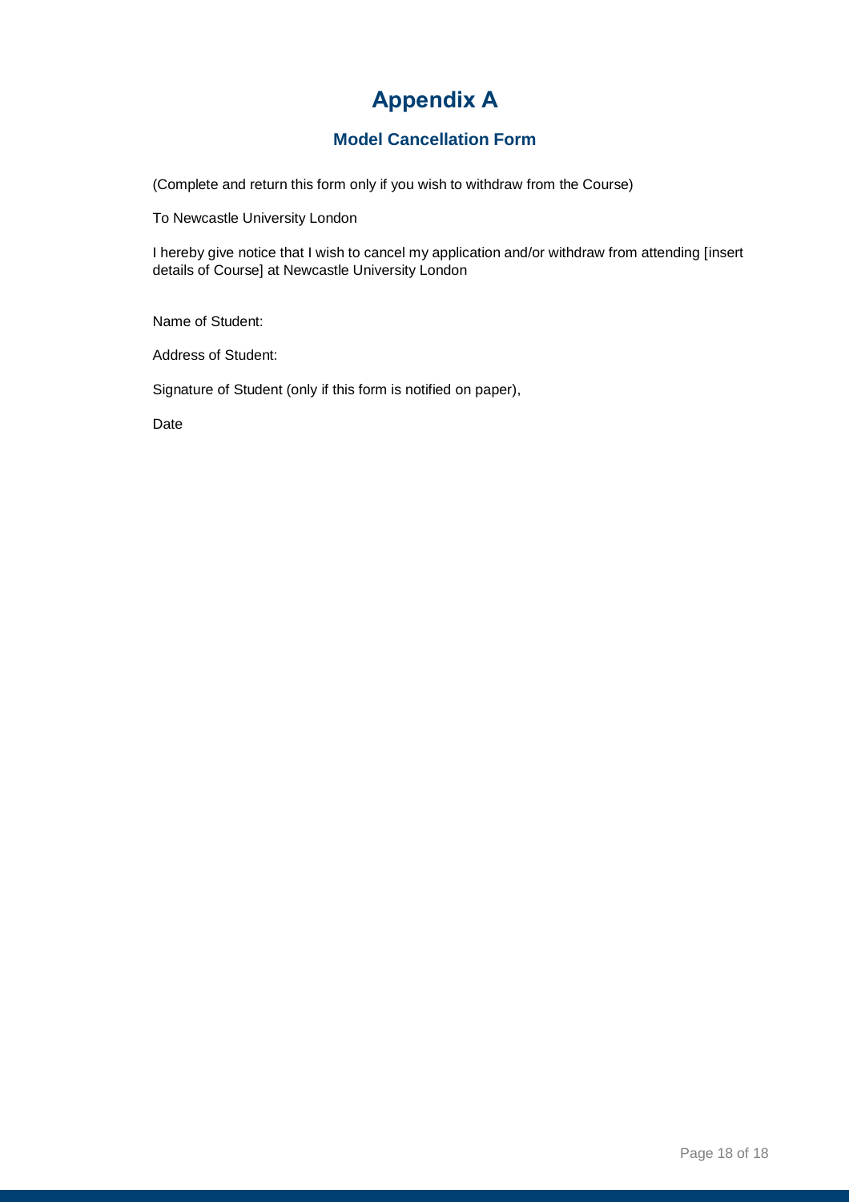# Appendix A

## Model Cancellation Form

(Complete and return this form only if you wish to withdraw from the Course)

To Newcastle University London

I hereby give notice that I wish to cancel my application and/or withdraw from attending [insert details of Course] at Newcastle University London

Name of Student:

Address of Student:

Signature of Student (only if this form is notified on paper),

Date